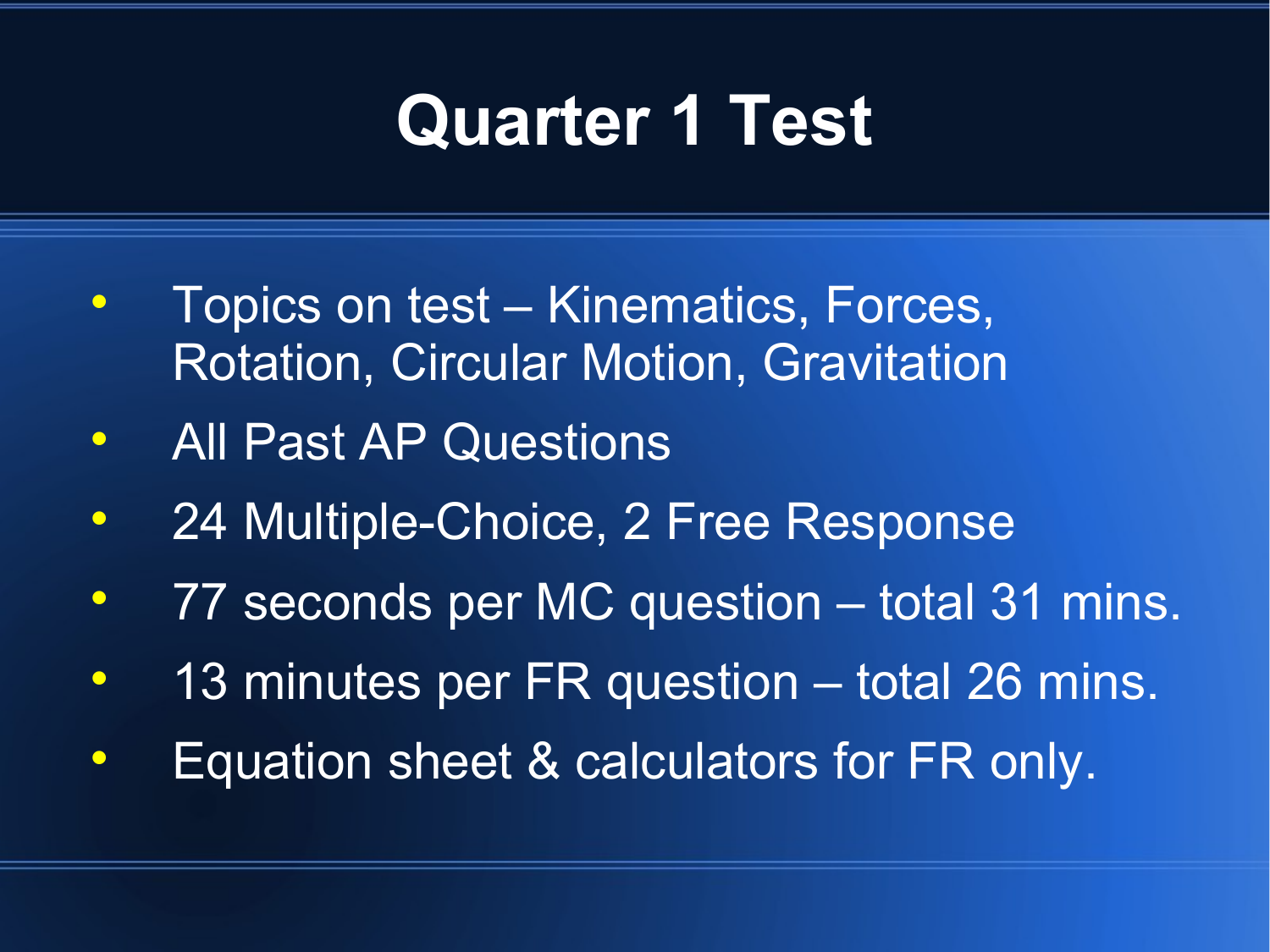# Quarter 1 Test

- Topics on test – Kinematics, Forces, Rotation, Circular Motion, Gravitation
- All Past AP Questions
- 24 Multiple-Choice, 2 Free Response
- 77 seconds per MC question – total 31 mins.
- 13 minutes per FR question – total 26 mins.
- Equation sheet & calculators for FR only.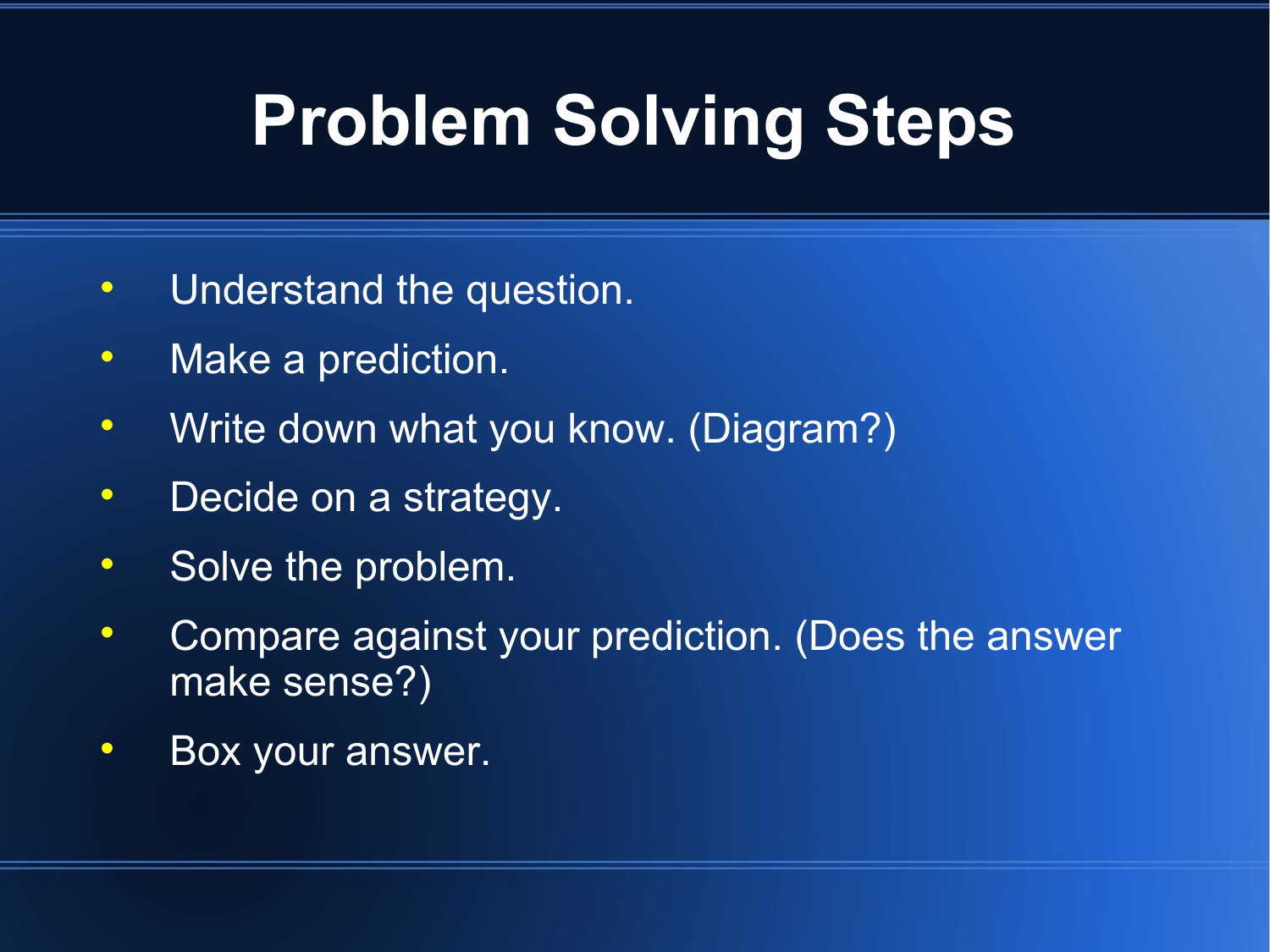# Problem Solving Steps

- Understand the question.
- Make a prediction.
- Write down what you know. (Diagram?)
- Decide on a strategy.
- Solve the problem.
- Compare against your prediction. (Does the answer make sense?)
- Box your answer.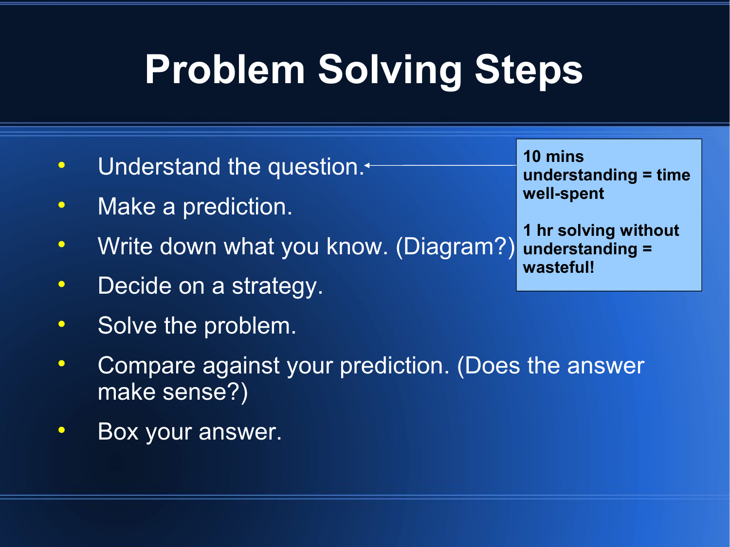# Problem Solving Steps

- Understand the question.
- Make a prediction.
- Write down what you know. (Diagram?)
- Decide on a strategy.
- Solve the problem.
- Compare against your prediction. (Does the answer make sense?)
- Box your answer.

**10 mins understanding = time well-spent**

**1 hr solving without understanding = wasteful!**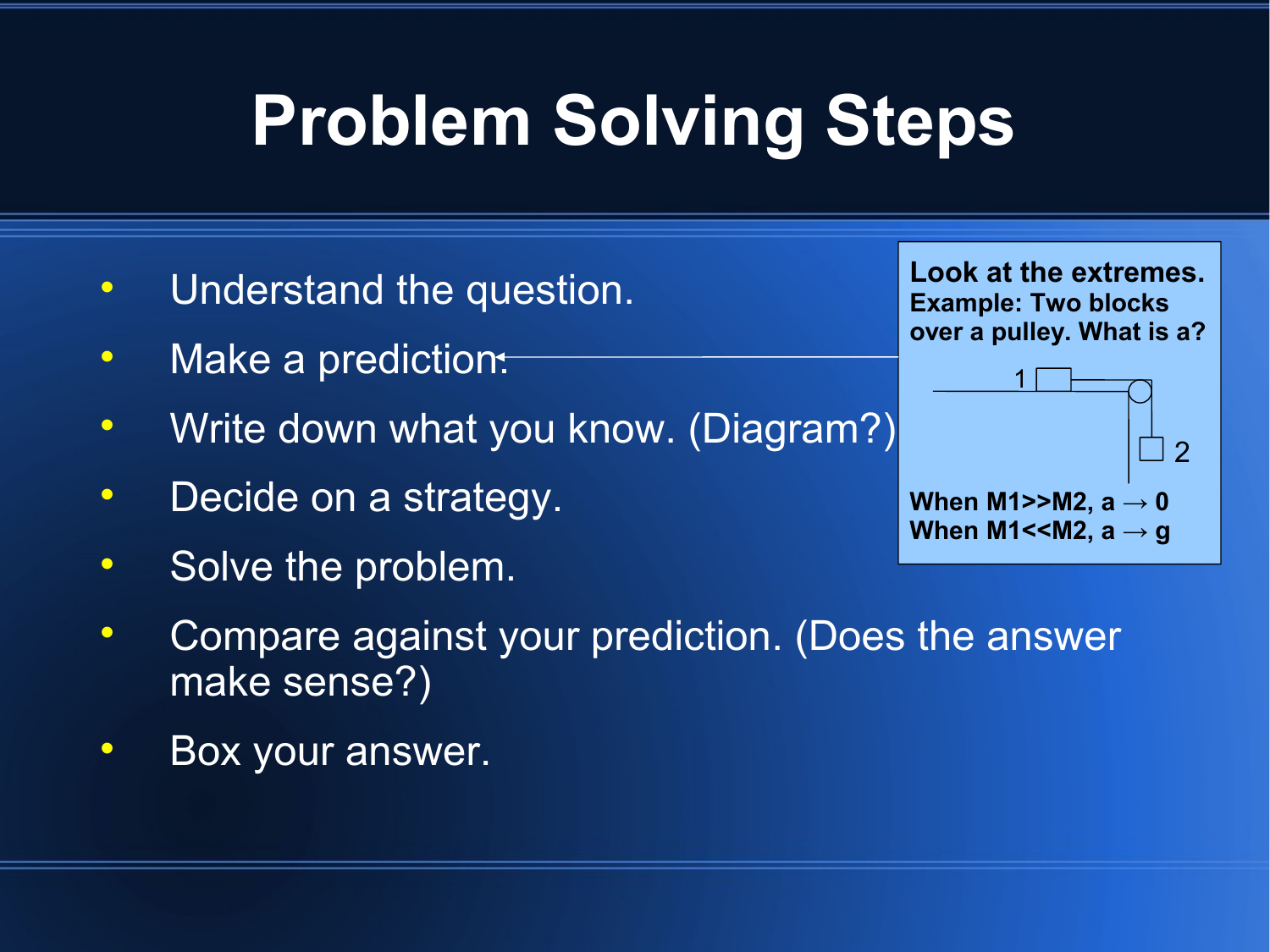# Problem Solving Steps

- Understand the question.
- Make a prediction.
- Write down what you know. (Diagram?)
- Decide on a strategy.
- Solve the problem.
- Compare against your prediction. (Does the answer make sense?)
- Box your answer.

**Look at the extremes.**
**Example: Two blocks over a pulley. What is a?**

1

2

**When M1>>M2, a $\rightarrow$ 0**
**When M1<<M2, a $\rightarrow$ g**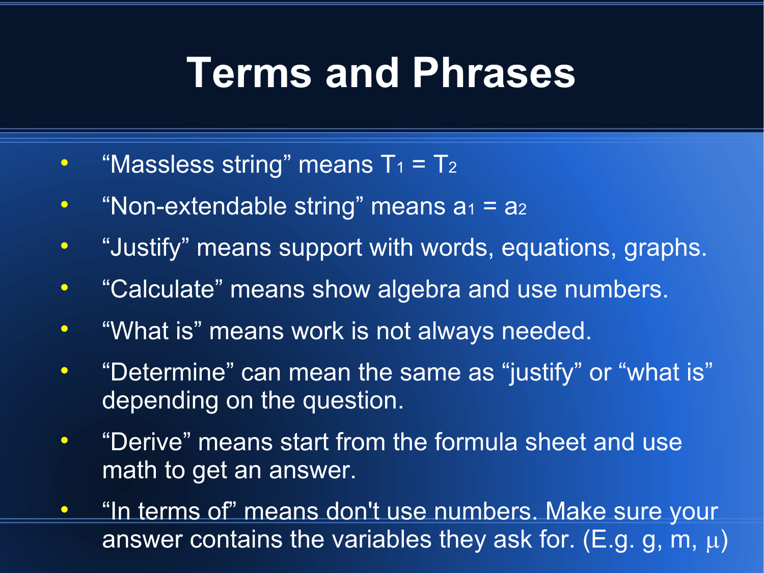# Terms and Phrases

- "Massless string" means $T_1 = T_2$
- "Non-extendable string" means $a_1 = a_2$
- "Justify" means support with words, equations, graphs.
- "Calculate" means show algebra and use numbers.
- "What is" means work is not always needed.
- "Determine" can mean the same as "justify" or "what is" depending on the question.
- "Derive" means start from the formula sheet and use math to get an answer.
- "In terms of" means don't use numbers. Make sure your answer contains the variables they ask for. (E.g. $g$, $m$, $\mu$)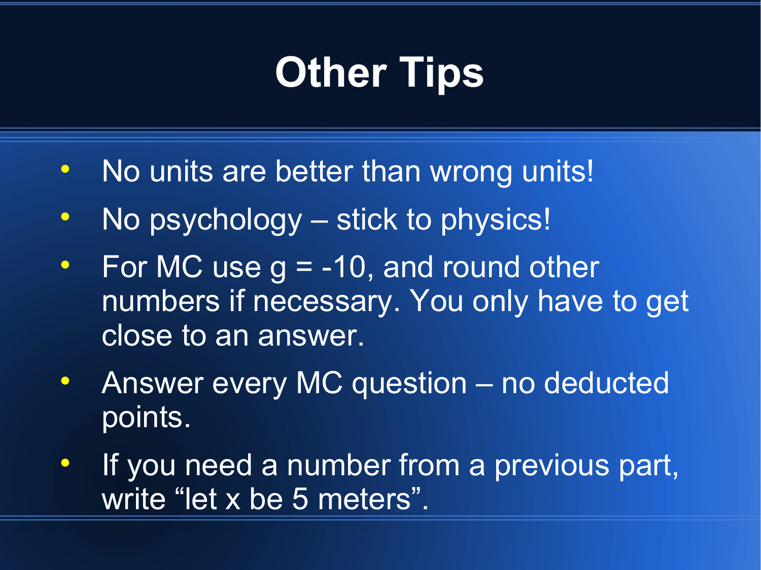# Other Tips

- No units are better than wrong units!
- No psychology – stick to physics!
- For MC use $g = -10$, and round other numbers if necessary. You only have to get close to an answer.
- Answer every MC question – no deducted points.
- If you need a number from a previous part, write "let x be 5 meters".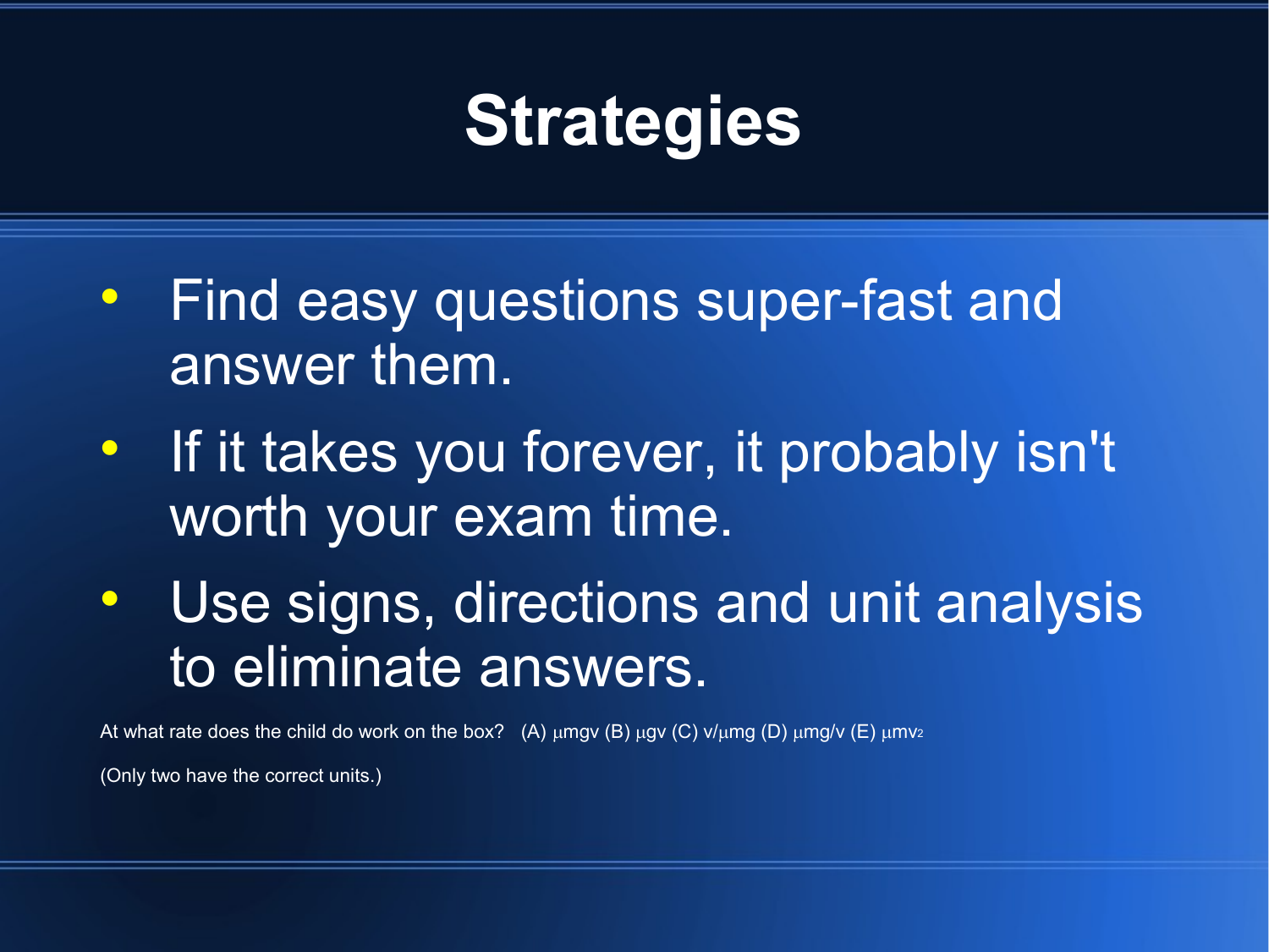# Strategies

- Find easy questions super-fast and answer them.
- If it takes you forever, it probably isn't worth your exam time.
- Use signs, directions and unit analysis to eliminate answers.

At what rate does the child do work on the box? (A) $\mu mgv$ (B) $\mu gv$ (C) $v/\mu mg$ (D) $\mu mg/v$ (E) $\mu mv^2$

(Only two have the correct units.)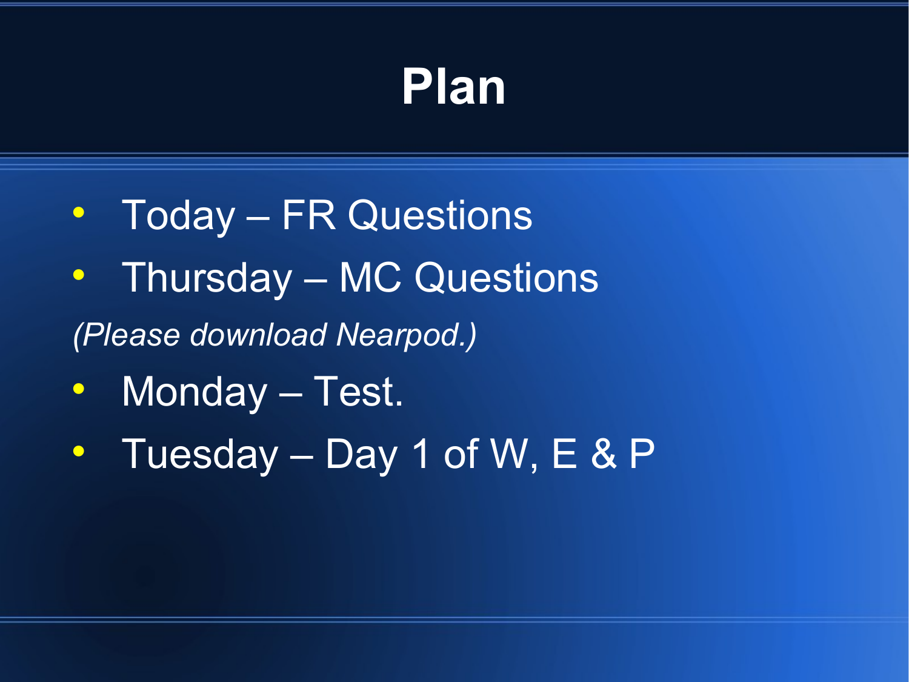# Plan

- Today – FR Questions
- Thursday – MC Questions

*(Please download Nearpod.)*

- Monday – Test.
- Tuesday – Day 1 of W, E & P